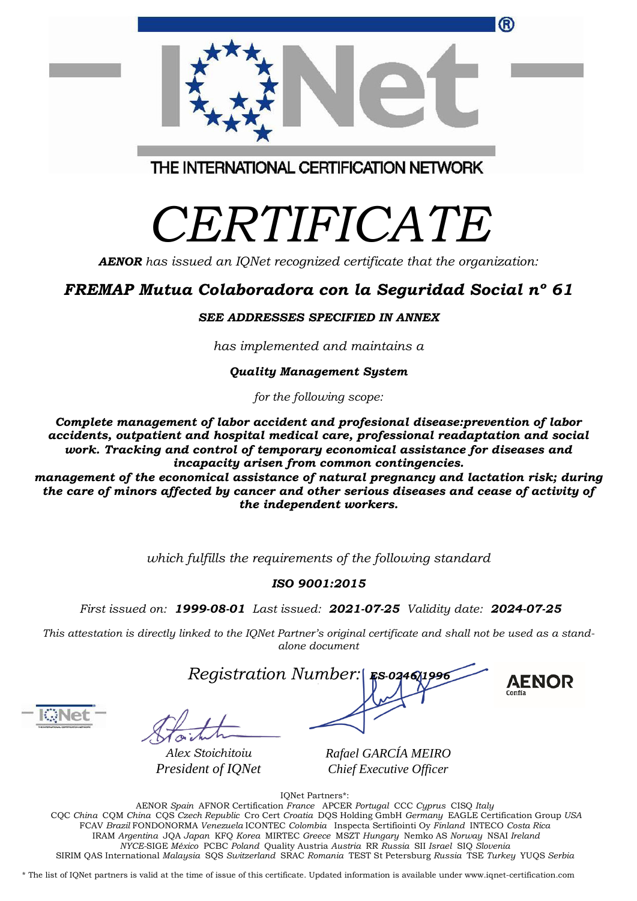THE INTERNATIONAL CERTIFICATION NETWORK

# CERTIFICATE

***AENOR** has issued an IQNet recognized certificate that the organization:*

## *FREMAP Mutua Colaboradora con la Seguridad Social nº 61*

***SEE ADDRESSES SPECIFIED IN ANNEX***

*has implemented and maintains a*

***Quality Management System***

*for the following scope:*

***Complete management of labor accident and profesional disease:prevention of labor accidents, outpatient and hospital medical care, professional readaptation and social work. Tracking and control of temporary economical assistance for diseases and incapacity arisen from common contingencies.***
***management of the economical assistance of natural pregnancy and lactation risk; during the care of minors affected by cancer and other serious diseases and cease of activity of the independent workers.***

*which fulfills the requirements of the following standard*

***ISO 9001:2015***

*First issued on:* ***1999-08-01*** *Last issued:* ***2021-07-25*** *Validity date:* ***2024-07-25***

*This attestation is directly linked to the IQNet Partner's original certificate and shall not be used as a stand-alone document*

*Registration Number:* ***ES-0246/1996***

*Alex Stoichitoiu*
*President of IQNet*

*Rafael GARCÍA MEIRO*
*Chief Executive Officer*

IQNet Partners*:
AENOR *Spain* AFNOR Certification *France* APCER *Portugal* CCC *Cyprus* CISQ *Italy*
CQC *China* CQM *China* CQS *Czech Republic* Cro Cert *Croatia* DQS Holding GmbH *Germany* EAGLE Certification Group *USA*
FCAV *Brazil* FONDONORMA *Venezuela* ICONTEC *Colombia* Inspecta Sertifiointi Oy *Finland* INTECO *Costa Rica*
IRAM *Argentina* JQA *Japan* KFQ *Korea* MIRTEC *Greece* MSZT *Hungary* Nemko AS *Norway* NSAI *Ireland*
*NYCE*-SIGE *México* PCBC *Poland* Quality Austria *Austria* RR *Russia* SII *Israel* SIQ *Slovenia*
SIRIM QAS International *Malaysia* SQS *Switzerland* SRAC *Romania* TEST St Petersburg *Russia* TSE *Turkey* YUQS *Serbia*

* The list of IQNet partners is valid at the time of issue of this certificate. Updated information is available under www.iqnet-certification.com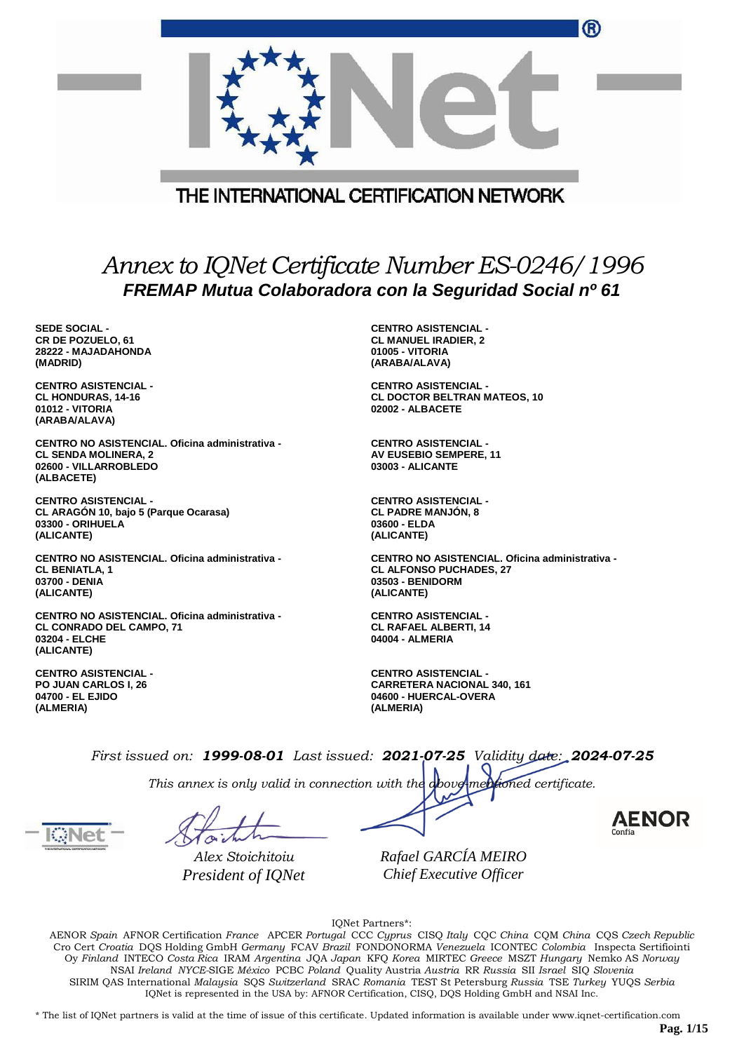THE INTERNATIONAL CERTIFICATION NETWORK

# *Annex to IQNet Certificate Number ES-0246/1996*

## ***FREMAP Mutua Colaboradora con la Seguridad Social nº 61***

**SEDE SOCIAL -**
**CR DE POZUELO, 61**
**28222 - MAJADAHONDA**
**(MADRID)**

**CENTRO ASISTENCIAL -**
**CL MANUEL IRADIER, 2**
**01005 - VITORIA**
**(ARABA/ALAVA)**

**CENTRO ASISTENCIAL -**
**CL HONDURAS, 14-16**
**01012 - VITORIA**
**(ARABA/ALAVA)**

**CENTRO ASISTENCIAL -**
**CL DOCTOR BELTRAN MATEOS, 10**
**02002 - ALBACETE**

**CENTRO NO ASISTENCIAL. Oficina administrativa -**
**CL SENDA MOLINERA, 2**
**02600 - VILLARROBLEDO**
**(ALBACETE)**

**CENTRO ASISTENCIAL -**
**AV EUSEBIO SEMPERE, 11**
**03003 - ALICANTE**

**CENTRO ASISTENCIAL -**
**CL ARAGÓN 10, bajo 5 (Parque Ocarasa)**
**03300 - ORIHUELA**
**(ALICANTE)**

**CENTRO ASISTENCIAL -**
**CL PADRE MANJÓN, 8**
**03600 - ELDA**
**(ALICANTE)**

**CENTRO NO ASISTENCIAL. Oficina administrativa -**
**CL BENIATLA, 1**
**03700 - DENIA**
**(ALICANTE)**

**CENTRO NO ASISTENCIAL. Oficina administrativa -**
**CL ALFONSO PUCHADES, 27**
**03503 - BENIDORM**
**(ALICANTE)**

**CENTRO NO ASISTENCIAL. Oficina administrativa -**
**CL CONRADO DEL CAMPO, 71**
**03204 - ELCHE**
**(ALICANTE)**

**CENTRO ASISTENCIAL -**
**CL RAFAEL ALBERTI, 14**
**04004 - ALMERIA**

**CENTRO ASISTENCIAL -**
**PO JUAN CARLOS I, 26**
**04700 - EL EJIDO**
**(ALMERIA)**

**CENTRO ASISTENCIAL -**
**CARRETERA NACIONAL 340, 161**
**04600 - HUERCAL-OVERA**
**(ALMERIA)**

*First issued on:* ***1999-08-01*** *Last issued:* ***2021-07-25*** *Validity date:* ***2024-07-25***

*This annex is only valid in connection with the above-mentioned certificate.*

*Alex Stoichitoiu*
*President of IQNet*

*Rafael GARCÍA MEIRO*
*Chief Executive Officer*

IQNet Partners*:
AENOR *Spain* AFNOR Certification *France* APCER *Portugal* CCC *Cyprus* CISQ *Italy* CQC *China* CQM *China* CQS *Czech Republic* Cro Cert *Croatia* DQS Holding GmbH *Germany* FCAV *Brazil* FONDONORMA *Venezuela* ICONTEC *Colombia* Inspecta Sertifiointi Oy *Finland* INTECO *Costa Rica* IRAM *Argentina* JQA *Japan* KFQ *Korea* MIRTEC *Greece* MSZT *Hungary* Nemko AS *Norway* NSAI *Ireland* *NYCE*-SIGE *México* PCBC *Poland* Quality Austria *Austria* RR *Russia* SII *Israel* SIQ *Slovenia* SIRIM QAS International *Malaysia* SQS *Switzerland* SRAC *Romania* TEST St Petersburg *Russia* TSE *Turkey* YUQS *Serbia*
IQNet is represented in the USA by: AFNOR Certification, CISQ, DQS Holding GmbH and NSAI Inc.

\* The list of IQNet partners is valid at the time of issue of this certificate. Updated information is available under www.iqnet-certification.com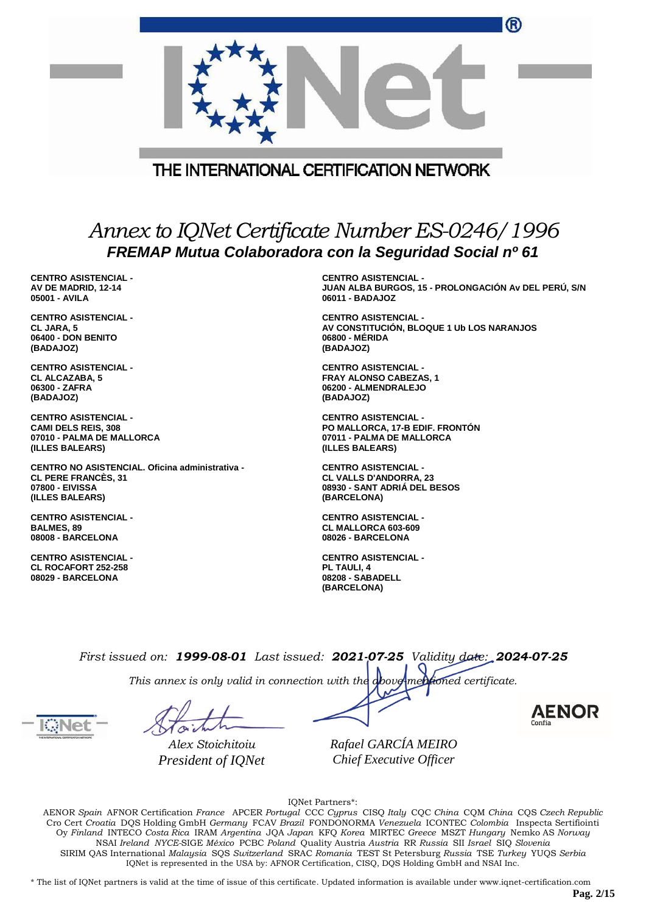THE INTERNATIONAL CERTIFICATION NETWORK

# *Annex to IQNet Certificate Number ES-0246/1996*

## *FREMAP Mutua Colaboradora con la Seguridad Social nº 61*

**CENTRO ASISTENCIAL -**
**AV DE MADRID, 12-14**
**05001 - AVILA**

**CENTRO ASISTENCIAL -**
**JUAN ALBA BURGOS, 15 - PROLONGACIÓN Av DEL PERÚ, S/N**
**06011 - BADAJOZ**

**CENTRO ASISTENCIAL -**
**CL JARA, 5**
**06400 - DON BENITO**
**(BADAJOZ)**

**CENTRO ASISTENCIAL -**
**AV CONSTITUCIÓN, BLOQUE 1 Ub LOS NARANJOS**
**06800 - MÉRIDA**
**(BADAJOZ)**

**CENTRO ASISTENCIAL -**
**CL ALCAZABA, 5**
**06300 - ZAFRA**
**(BADAJOZ)**

**CENTRO ASISTENCIAL -**
**FRAY ALONSO CABEZAS, 1**
**06200 - ALMENDRALEJO**
**(BADAJOZ)**

**CENTRO ASISTENCIAL -**
**CAMI DELS REIS, 308**
**07010 - PALMA DE MALLORCA**
**(ILLES BALEARS)**

**CENTRO ASISTENCIAL -**
**PO MALLORCA, 17-B EDIF. FRONTÓN**
**07011 - PALMA DE MALLORCA**
**(ILLES BALEARS)**

**CENTRO NO ASISTENCIAL. Oficina administrativa -**
**CL PERE FRANCÈS, 31**
**07800 - EIVISSA**
**(ILLES BALEARS)**

**CENTRO ASISTENCIAL -**
**CL VALLS D'ANDORRA, 23**
**08930 - SANT ADRIÁ DEL BESOS**
**(BARCELONA)**

**CENTRO ASISTENCIAL -**
**BALMES, 89**
**08008 - BARCELONA**

**CENTRO ASISTENCIAL -**
**CL MALLORCA 603-609**
**08026 - BARCELONA**

**CENTRO ASISTENCIAL -**
**CL ROCAFORT 252-258**
**08029 - BARCELONA**

**CENTRO ASISTENCIAL -**
**PL TAULI, 4**
**08208 - SABADELL**
**(BARCELONA)**

*First issued on:* ***1999-08-01*** *Last issued:* ***2021-07-25*** *Validity date:* ***2024-07-25***

*This annex is only valid in connection with the above-mentioned certificate.*

*Alex Stoichitoiu*
*President of IQNet*

*Rafael GARCÍA MEIRO*
*Chief Executive Officer*

AENOR Confía

IQNet Partners*:

AENOR *Spain* AFNOR Certification *France* APCER *Portugal* CCC *Cyprus* CISQ *Italy* CQC *China* CQM *China* CQS *Czech Republic* Cro Cert *Croatia* DQS Holding GmbH *Germany* FCAV *Brazil* FONDONORMA *Venezuela* ICONTEC *Colombia* Inspecta Sertifiointi Oy *Finland* INTECO *Costa Rica* IRAM *Argentina* JQA *Japan* KFQ *Korea* MIRTEC *Greece* MSZT *Hungary* Nemko AS *Norway* NSAI *Ireland* *NYCE*-SIGE *México* PCBC *Poland* Quality Austria *Austria* RR *Russia* SII *Israel* SIQ *Slovenia* SIRIM QAS International *Malaysia* SQS *Switzerland* SRAC *Romania* TEST St Petersburg *Russia* TSE *Turkey* YUQS *Serbia*
IQNet is represented in the USA by: AFNOR Certification, CISQ, DQS Holding GmbH and NSAI Inc.

\* The list of IQNet partners is valid at the time of issue of this certificate. Updated information is available under www.iqnet-certification.com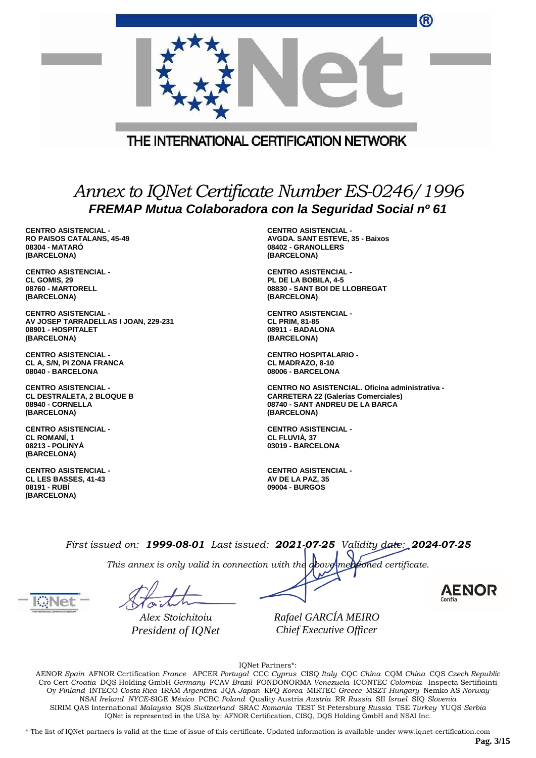# Annex to IQNet Certificate Number ES-0246/1996

## FREMAP Mutua Colaboradora con la Seguridad Social nº 61

**CENTRO ASISTENCIAL -**
**RO PAISOS CATALANS, 45-49**
**08304 - MATARÓ**
**(BARCELONA)**

**CENTRO ASISTENCIAL -**
**CL GOMIS, 29**
**08760 - MARTORELL**
**(BARCELONA)**

**CENTRO ASISTENCIAL -**
**AV JOSEP TARRADELLAS I JOAN, 229-231**
**08901 - HOSPITALET**
**(BARCELONA)**

**CENTRO ASISTENCIAL -**
**CL A, S/N, PI ZONA FRANCA**
**08040 - BARCELONA**

**CENTRO ASISTENCIAL -**
**CL DESTRALETA, 2 BLOQUE B**
**08940 - CORNELLA**
**(BARCELONA)**

**CENTRO ASISTENCIAL -**
**CL ROMANÍ, 1**
**08213 - POLINYÀ**
**(BARCELONA)**

**CENTRO ASISTENCIAL -**
**CL LES BASSES, 41-43**
**08191 - RUBÍ**
**(BARCELONA)**

**CENTRO ASISTENCIAL -**
**AVGDA. SANT ESTEVE, 35 - Baixos**
**08402 - GRANOLLERS**
**(BARCELONA)**

**CENTRO ASISTENCIAL -**
**PL DE LA BOBILA, 4-5**
**08830 - SANT BOI DE LLOBREGAT**
**(BARCELONA)**

**CENTRO ASISTENCIAL -**
**CL PRIM, 81-85**
**08911 - BADALONA**
**(BARCELONA)**

**CENTRO HOSPITALARIO -**
**CL MADRAZO, 8-10**
**08006 - BARCELONA**

**CENTRO NO ASISTENCIAL. Oficina administrativa -**
**CARRETERA 22 (Galerías Comerciales)**
**08740 - SANT ANDREU DE LA BARCA**
**(BARCELONA)**

**CENTRO ASISTENCIAL -**
**CL FLUVIÀ, 37**
**03019 - BARCELONA**

**CENTRO ASISTENCIAL -**
**AV DE LA PAZ, 35**
**09004 - BURGOS**

*First issued on:* ***1999-08-01*** *Last issued:* ***2021-07-25*** *Validity date:* ***2024-07-25***

*This annex is only valid in connection with the above-mentioned certificate.*

*Alex Stoichitoiu*
*President of IQNet*

*Rafael GARCÍA MEIRO*
*Chief Executive Officer*

IQNet Partners*:

AENOR *Spain* AFNOR Certification *France* APCER *Portugal* CCC *Cyprus* CISQ *Italy* CQC *China* CQM *China* CQS *Czech Republic* Cro Cert *Croatia* DQS Holding GmbH *Germany* FCAV *Brazil* FONDONORMA *Venezuela* ICONTEC *Colombia* Inspecta Sertifiointi Oy *Finland* INTECO *Costa Rica* IRAM *Argentina* JQA *Japan* KFQ *Korea* MIRTEC *Greece* MSZT *Hungary* Nemko AS *Norway* NSAI *Ireland* *NYCE*-SIGE *México* PCBC *Poland* Quality Austria *Austria* RR *Russia* SII *Israel* SIQ *Slovenia* SIRIM QAS International *Malaysia* SQS *Switzerland* SRAC *Romania* TEST St Petersburg *Russia* TSE *Turkey* YUQS *Serbia*
IQNet is represented in the USA by: AFNOR Certification, CISQ, DQS Holding GmbH and NSAI Inc.

\* The list of IQNet partners is valid at the time of issue of this certificate. Updated information is available under www.iqnet-certification.com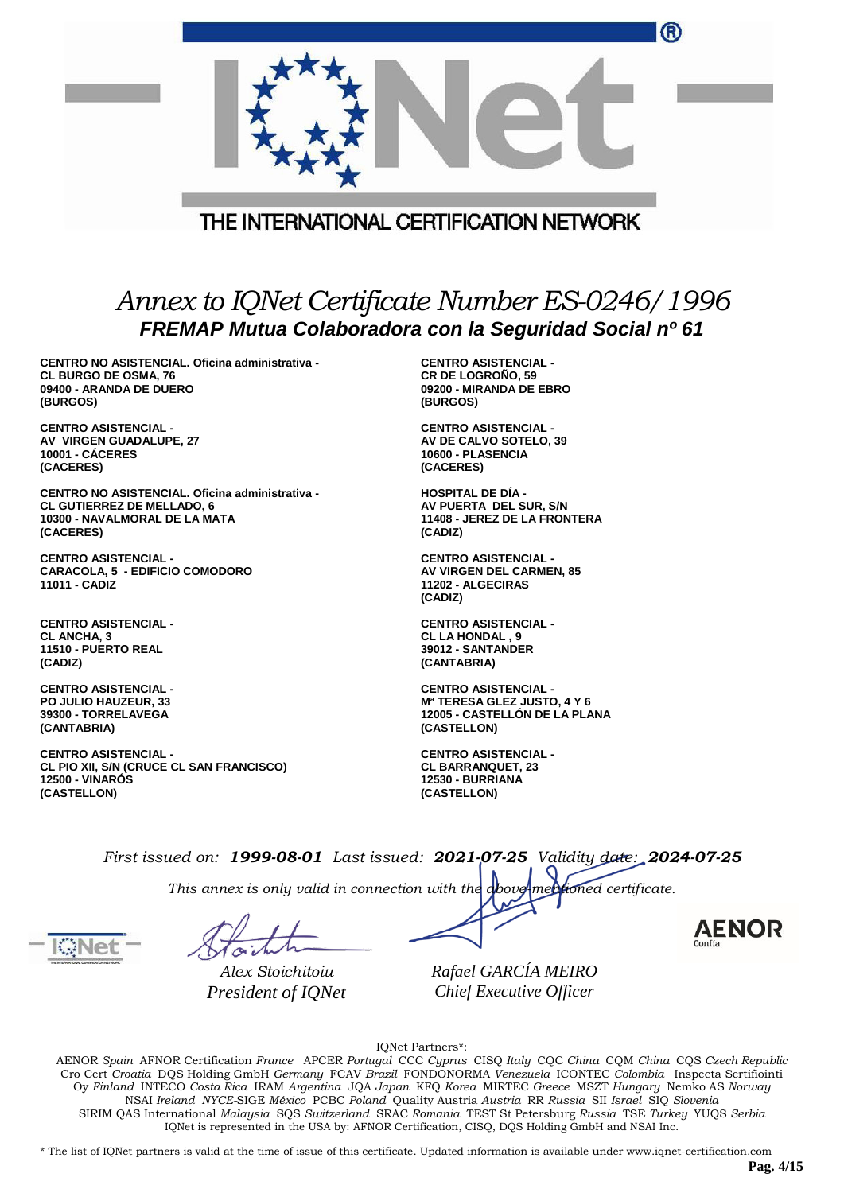THE INTERNATIONAL CERTIFICATION NETWORK

# *Annex to IQNet Certificate Number ES-0246/1996*

## *FREMAP Mutua Colaboradora con la Seguridad Social nº 61*

**CENTRO NO ASISTENCIAL. Oficina administrativa -**
**CL BURGO DE OSMA, 76**
**09400 - ARANDA DE DUERO**
**(BURGOS)**

**CENTRO ASISTENCIAL -**
**CR DE LOGROÑO, 59**
**09200 - MIRANDA DE EBRO**
**(BURGOS)**

**CENTRO ASISTENCIAL -**
**AV VIRGEN GUADALUPE, 27**
**10001 - CÁCERES**
**(CACERES)**

**CENTRO ASISTENCIAL -**
**AV DE CALVO SOTELO, 39**
**10600 - PLASENCIA**
**(CACERES)**

**CENTRO NO ASISTENCIAL. Oficina administrativa -**
**CL GUTIERREZ DE MELLADO, 6**
**10300 - NAVALMORAL DE LA MATA**
**(CACERES)**

**HOSPITAL DE DÍA -**
**AV PUERTA DEL SUR, S/N**
**11408 - JEREZ DE LA FRONTERA**
**(CADIZ)**

**CENTRO ASISTENCIAL -**
**CARACOLA, 5 - EDIFICIO COMODORO**
**11011 - CADIZ**

**CENTRO ASISTENCIAL -**
**AV VIRGEN DEL CARMEN, 85**
**11202 - ALGECIRAS**
**(CADIZ)**

**CENTRO ASISTENCIAL -**
**CL ANCHA, 3**
**11510 - PUERTO REAL**
**(CADIZ)**

**CENTRO ASISTENCIAL -**
**CL LA HONDAL , 9**
**39012 - SANTANDER**
**(CANTABRIA)**

**CENTRO ASISTENCIAL -**
**PO JULIO HAUZEUR, 33**
**39300 - TORRELAVEGA**
**(CANTABRIA)**

**CENTRO ASISTENCIAL -**
**Mª TERESA GLEZ JUSTO, 4 Y 6**
**12005 - CASTELLÓN DE LA PLANA**
**(CASTELLON)**

**CENTRO ASISTENCIAL -**
**CL PIO XII, S/N (CRUCE CL SAN FRANCISCO)**
**12500 - VINARÓS**
**(CASTELLON)**

**CENTRO ASISTENCIAL -**
**CL BARRANQUET, 23**
**12530 - BURRIANA**
**(CASTELLON)**

*First issued on:* ***1999-08-01*** *Last issued:* ***2021-07-25*** *Validity date:* ***2024-07-25***

*This annex is only valid in connection with the above-mentioned certificate.*

*Alex Stoichitoiu*
*President of IQNet*

*Rafael GARCÍA MEIRO*
*Chief Executive Officer*

IQNet Partners*:

AENOR *Spain* AFNOR Certification *France* APCER *Portugal* CCC *Cyprus* CISQ *Italy* CQC *China* CQM *China* CQS *Czech Republic* Cro Cert *Croatia* DQS Holding GmbH *Germany* FCAV *Brazil* FONDONORMA *Venezuela* ICONTEC *Colombia* Inspecta Sertifiointi Oy *Finland* INTECO *Costa Rica* IRAM *Argentina* JQA *Japan* KFQ *Korea* MIRTEC *Greece* MSZT *Hungary* Nemko AS *Norway* NSAI *Ireland* *NYCE*-SIGE *México* PCBC *Poland* Quality Austria *Austria* RR *Russia* SII *Israel* SIQ *Slovenia* SIRIM QAS International *Malaysia* SQS *Switzerland* SRAC *Romania* TEST St Petersburg *Russia* TSE *Turkey* YUQS *Serbia*
IQNet is represented in the USA by: AFNOR Certification, CISQ, DQS Holding GmbH and NSAI Inc.

\* The list of IQNet partners is valid at the time of issue of this certificate. Updated information is available under www.iqnet-certification.com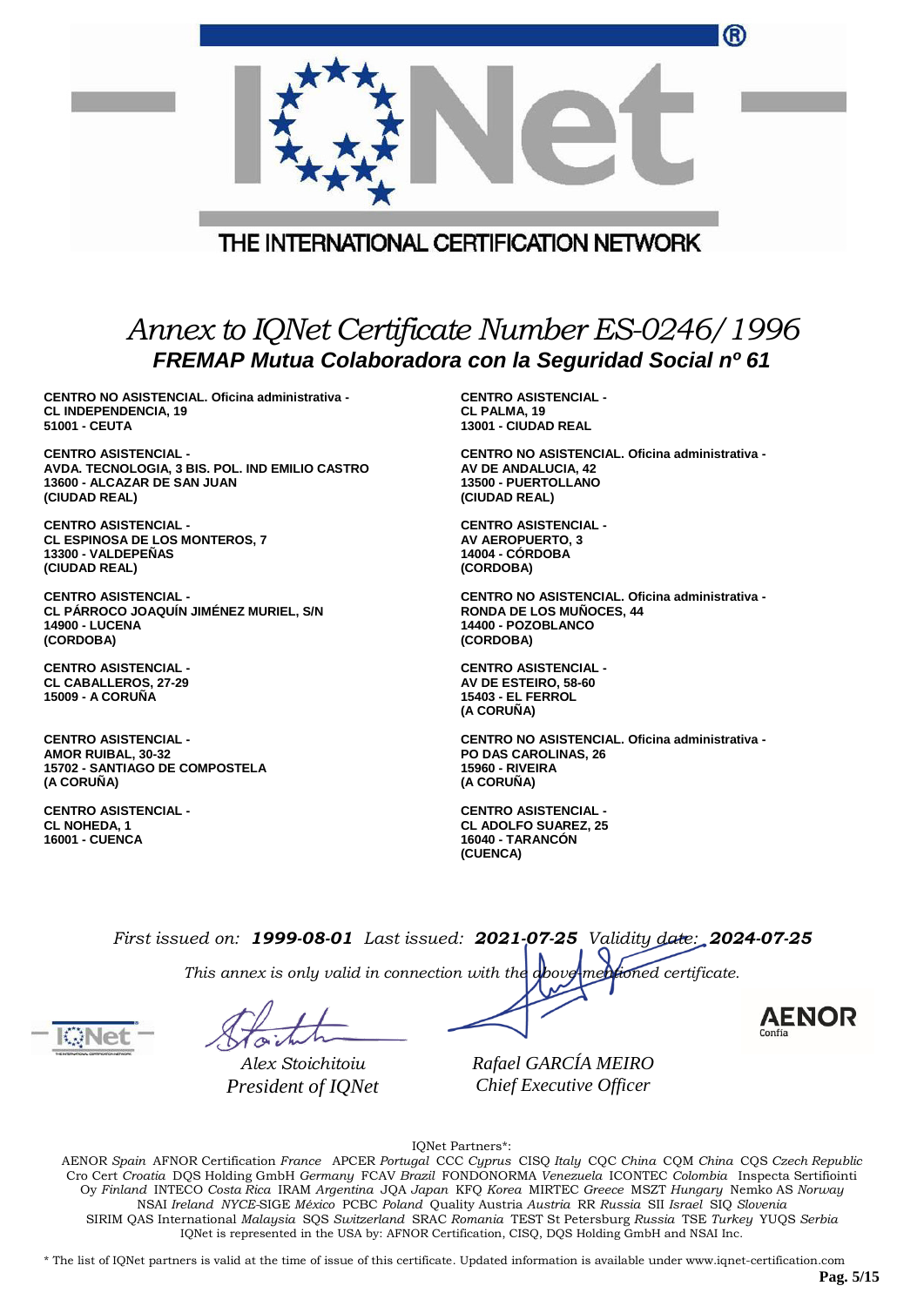THE INTERNATIONAL CERTIFICATION NETWORK

# *Annex to IQNet Certificate Number ES-0246/1996*

## *FREMAP Mutua Colaboradora con la Seguridad Social nº 61*

**CENTRO NO ASISTENCIAL. Oficina administrativa -**
**CL INDEPENDENCIA, 19**
**51001 - CEUTA**

**CENTRO ASISTENCIAL -**
**CL PALMA, 19**
**13001 - CIUDAD REAL**

**CENTRO ASISTENCIAL -**
**AVDA. TECNOLOGIA, 3 BIS. POL. IND EMILIO CASTRO**
**13600 - ALCAZAR DE SAN JUAN**
**(CIUDAD REAL)**

**CENTRO NO ASISTENCIAL. Oficina administrativa -**
**AV DE ANDALUCIA, 42**
**13500 - PUERTOLLANO**
**(CIUDAD REAL)**

**CENTRO ASISTENCIAL -**
**CL ESPINOSA DE LOS MONTEROS, 7**
**13300 - VALDEPEÑAS**
**(CIUDAD REAL)**

**CENTRO ASISTENCIAL -**
**AV AEROPUERTO, 3**
**14004 - CÓRDOBA**
**(CORDOBA)**

**CENTRO ASISTENCIAL -**
**CL PÁRROCO JOAQUÍN JIMÉNEZ MURIEL, S/N**
**14900 - LUCENA**
**(CORDOBA)**

**CENTRO NO ASISTENCIAL. Oficina administrativa -**
**RONDA DE LOS MUÑOCES, 44**
**14400 - POZOBLANCO**
**(CORDOBA)**

**CENTRO ASISTENCIAL -**
**CL CABALLEROS, 27-29**
**15009 - A CORUÑA**

**CENTRO ASISTENCIAL -**
**AV DE ESTEIRO, 58-60**
**15403 - EL FERROL**
**(A CORUÑA)**

**CENTRO ASISTENCIAL -**
**AMOR RUIBAL, 30-32**
**15702 - SANTIAGO DE COMPOSTELA**
**(A CORUÑA)**

**CENTRO NO ASISTENCIAL. Oficina administrativa -**
**PO DAS CAROLINAS, 26**
**15960 - RIVEIRA**
**(A CORUÑA)**

**CENTRO ASISTENCIAL -**
**CL NOHEDA, 1**
**16001 - CUENCA**

**CENTRO ASISTENCIAL -**
**CL ADOLFO SUAREZ, 25**
**16040 - TARANCÓN**
**(CUENCA)**

*First issued on:* ***1999-08-01*** *Last issued:* ***2021-07-25*** *Validity date:* ***2024-07-25***

*This annex is only valid in connection with the above-mentioned certificate.*

*Alex Stoichitoiu*
*President of IQNet*

*Rafael GARCÍA MEIRO*
*Chief Executive Officer*

AENOR Confía

IQNet Partners*:

AENOR *Spain* AFNOR Certification *France* APCER *Portugal* CCC *Cyprus* CISQ *Italy* CQC *China* CQM *China* CQS *Czech Republic* Cro Cert *Croatia* DQS Holding GmbH *Germany* FCAV *Brazil* FONDONORMA *Venezuela* ICONTEC *Colombia* Inspecta Sertifiointi Oy *Finland* INTECO *Costa Rica* IRAM *Argentina* JQA *Japan* KFQ *Korea* MIRTEC *Greece* MSZT *Hungary* Nemko AS *Norway* NSAI *Ireland* *NYCE*-SIGE *México* PCBC *Poland* Quality Austria *Austria* RR *Russia* SII *Israel* SIQ *Slovenia* SIRIM QAS International *Malaysia* SQS *Switzerland* SRAC *Romania* TEST St Petersburg *Russia* TSE *Turkey* YUQS *Serbia* IQNet is represented in the USA by: AFNOR Certification, CISQ, DQS Holding GmbH and NSAI Inc.

\* The list of IQNet partners is valid at the time of issue of this certificate. Updated information is available under www.iqnet-certification.com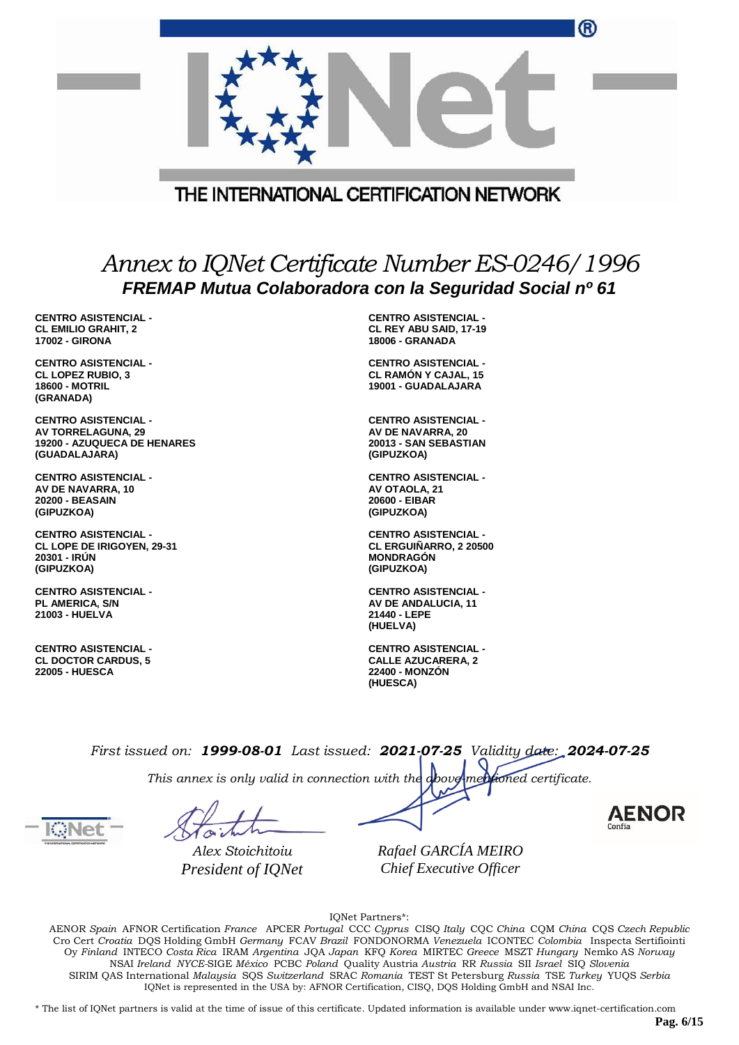THE INTERNATIONAL CERTIFICATION NETWORK

# *Annex to IQNet Certificate Number ES-0246/1996*

## *FREMAP Mutua Colaboradora con la Seguridad Social nº 61*

**CENTRO ASISTENCIAL -**
**CL EMILIO GRAHIT, 2**
**17002 - GIRONA**

**CENTRO ASISTENCIAL -**
**CL REY ABU SAID, 17-19**
**18006 - GRANADA**

**CENTRO ASISTENCIAL -**
**CL LOPEZ RUBIO, 3**
**18600 - MOTRIL**
**(GRANADA)**

**CENTRO ASISTENCIAL -**
**CL RAMÓN Y CAJAL, 15**
**19001 - GUADALAJARA**

**CENTRO ASISTENCIAL -**
**AV TORRELAGUNA, 29**
**19200 - AZUQUECA DE HENARES**
**(GUADALAJARA)**

**CENTRO ASISTENCIAL -**
**AV DE NAVARRA, 20**
**20013 - SAN SEBASTIAN**
**(GIPUZKOA)**

**CENTRO ASISTENCIAL -**
**AV DE NAVARRA, 10**
**20200 - BEASAIN**
**(GIPUZKOA)**

**CENTRO ASISTENCIAL -**
**AV OTAOLA, 21**
**20600 - EIBAR**
**(GIPUZKOA)**

**CENTRO ASISTENCIAL -**
**CL LOPE DE IRIGOYEN, 29-31**
**20301 - IRÚN**
**(GIPUZKOA)**

**CENTRO ASISTENCIAL -**
**CL ERGUIÑARRO, 2 20500**
**MONDRAGÓN**
**(GIPUZKOA)**

**CENTRO ASISTENCIAL -**
**PL AMERICA, S/N**
**21003 - HUELVA**

**CENTRO ASISTENCIAL -**
**AV DE ANDALUCIA, 11**
**21440 - LEPE**
**(HUELVA)**

**CENTRO ASISTENCIAL -**
**CL DOCTOR CARDUS, 5**
**22005 - HUESCA**

**CENTRO ASISTENCIAL -**
**CALLE AZUCARERA, 2**
**22400 - MONZÓN**
**(HUESCA)**

*First issued on:* ***1999-08-01*** *Last issued:* ***2021-07-25*** *Validity date:* ***2024-07-25***

*This annex is only valid in connection with the above-mentioned certificate.*

*Alex Stoichitoiu*
*President of IQNet*

*Rafael GARCÍA MEIRO*
*Chief Executive Officer*

IQNet Partners*:

AENOR *Spain* AFNOR Certification *France* APCER *Portugal* CCC *Cyprus* CISQ *Italy* CQC *China* CQM *China* CQS *Czech Republic* Cro Cert *Croatia* DQS Holding GmbH *Germany* FCAV *Brazil* FONDONORMA *Venezuela* ICONTEC *Colombia* Inspecta Sertifiointi Oy *Finland* INTECO *Costa Rica* IRAM *Argentina* JQA *Japan* KFQ *Korea* MIRTEC *Greece* MSZT *Hungary* Nemko AS *Norway* NSAI *Ireland* *NYCE*-SIGE *México* PCBC *Poland* Quality Austria *Austria* RR *Russia* SII *Israel* SIQ *Slovenia* SIRIM QAS International *Malaysia* SQS *Switzerland* SRAC *Romania* TEST St Petersburg *Russia* TSE *Turkey* YUQS *Serbia* IQNet is represented in the USA by: AFNOR Certification, CISQ, DQS Holding GmbH and NSAI Inc.

\* The list of IQNet partners is valid at the time of issue of this certificate. Updated information is available under www.iqnet-certification.com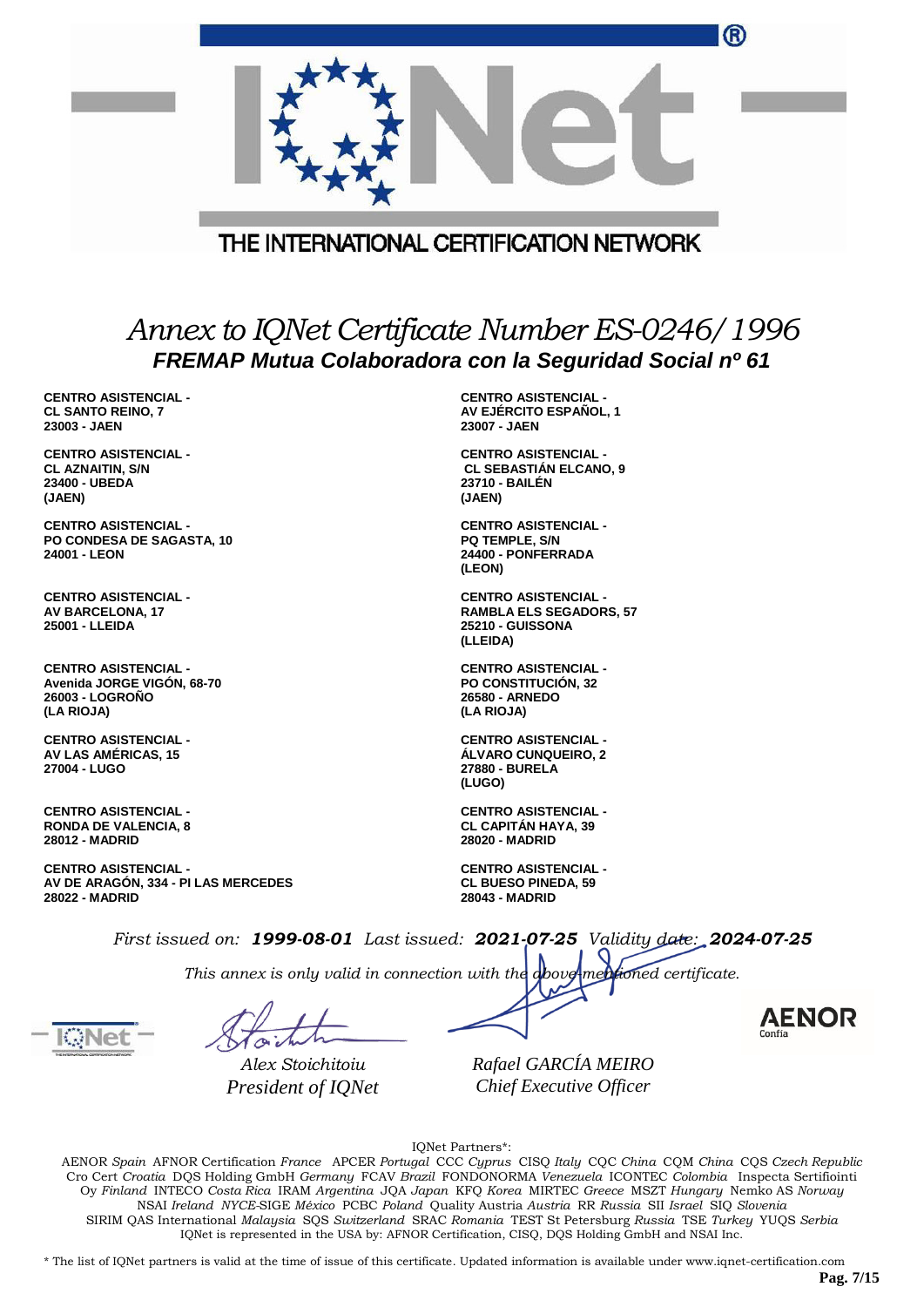THE INTERNATIONAL CERTIFICATION NETWORK

# *Annex to IQNet Certificate Number ES-0246/1996*

## *FREMAP Mutua Colaboradora con la Seguridad Social nº 61*

**CENTRO ASISTENCIAL -**
**CL SANTO REINO, 7**
**23003 - JAEN**

**CENTRO ASISTENCIAL -**
**AV EJÉRCITO ESPAÑOL, 1**
**23007 - JAEN**

**CENTRO ASISTENCIAL -**
**CL AZNAITIN, S/N**
**23400 - UBEDA**
**(JAEN)**

**CENTRO ASISTENCIAL -**
**CL SEBASTIÁN ELCANO, 9**
**23710 - BAILÉN**
**(JAEN)**

**CENTRO ASISTENCIAL -**
**PO CONDESA DE SAGASTA, 10**
**24001 - LEON**

**CENTRO ASISTENCIAL -**
**PQ TEMPLE, S/N**
**24400 - PONFERRADA**
**(LEON)**

**CENTRO ASISTENCIAL -**
**AV BARCELONA, 17**
**25001 - LLEIDA**

**CENTRO ASISTENCIAL -**
**RAMBLA ELS SEGADORS, 57**
**25210 - GUISSONA**
**(LLEIDA)**

**CENTRO ASISTENCIAL -**
**Avenida JORGE VIGÓN, 68-70**
**26003 - LOGROÑO**
**(LA RIOJA)**

**CENTRO ASISTENCIAL -**
**PO CONSTITUCIÓN, 32**
**26580 - ARNEDO**
**(LA RIOJA)**

**CENTRO ASISTENCIAL -**
**AV LAS AMÉRICAS, 15**
**27004 - LUGO**

**CENTRO ASISTENCIAL -**
**ÁLVARO CUNQUEIRO, 2**
**27880 - BURELA**
**(LUGO)**

**CENTRO ASISTENCIAL -**
**RONDA DE VALENCIA, 8**
**28012 - MADRID**

**CENTRO ASISTENCIAL -**
**CL CAPITÁN HAYA, 39**
**28020 - MADRID**

**CENTRO ASISTENCIAL -**
**AV DE ARAGÓN, 334 - PI LAS MERCEDES**
**28022 - MADRID**

**CENTRO ASISTENCIAL -**
**CL BUESO PINEDA, 59**
**28043 - MADRID**

*First issued on:* ***1999-08-01*** *Last issued:* ***2021-07-25*** *Validity date:* ***2024-07-25***

*This annex is only valid in connection with the above-mentioned certificate.*

*Alex Stoichitoiu*
*President of IQNet*

*Rafael GARCÍA MEIRO*
*Chief Executive Officer*

AENOR Confía

IQNet Partners*:

AENOR *Spain* AFNOR Certification *France* APCER *Portugal* CCC *Cyprus* CISQ *Italy* CQC *China* CQM *China* CQS *Czech Republic* Cro Cert *Croatia* DQS Holding GmbH *Germany* FCAV *Brazil* FONDONORMA *Venezuela* ICONTEC *Colombia* Inspecta Sertifiointi Oy *Finland* INTECO *Costa Rica* IRAM *Argentina* JQA *Japan* KFQ *Korea* MIRTEC *Greece* MSZT *Hungary* Nemko AS *Norway* NSAI *Ireland* *NYCE*-SIGE *México* PCBC *Poland* Quality Austria *Austria* RR *Russia* SII *Israel* SIQ *Slovenia* SIRIM QAS International *Malaysia* SQS *Switzerland* SRAC *Romania* TEST St Petersburg *Russia* TSE *Turkey* YUQS *Serbia*
IQNet is represented in the USA by: AFNOR Certification, CISQ, DQS Holding GmbH and NSAI Inc.

\* The list of IQNet partners is valid at the time of issue of this certificate. Updated information is available under www.iqnet-certification.com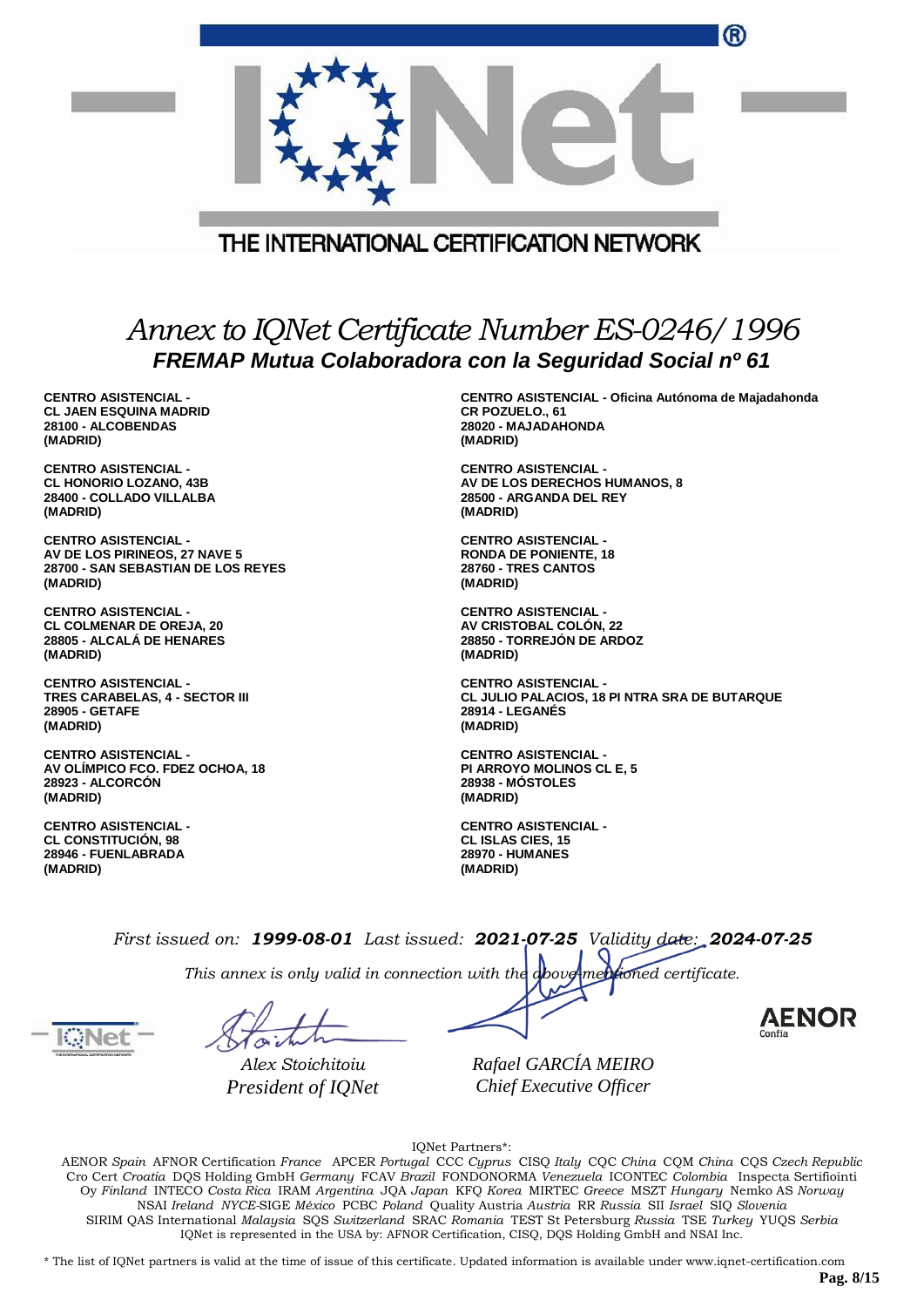THE INTERNATIONAL CERTIFICATION NETWORK

# *Annex to IQNet Certificate Number ES-0246/1996*

## ***FREMAP Mutua Colaboradora con la Seguridad Social nº 61***

**CENTRO ASISTENCIAL -**
**CL JAEN ESQUINA MADRID**
**28100 - ALCOBENDAS**
**(MADRID)**

**CENTRO ASISTENCIAL - Oficina Autónoma de Majadahonda**
**CR POZUELO., 61**
**28020 - MAJADAHONDA**
**(MADRID)**

**CENTRO ASISTENCIAL -**
**CL HONORIO LOZANO, 43B**
**28400 - COLLADO VILLALBA**
**(MADRID)**

**CENTRO ASISTENCIAL -**
**AV DE LOS DERECHOS HUMANOS, 8**
**28500 - ARGANDA DEL REY**
**(MADRID)**

**CENTRO ASISTENCIAL -**
**AV DE LOS PIRINEOS, 27 NAVE 5**
**28700 - SAN SEBASTIAN DE LOS REYES**
**(MADRID)**

**CENTRO ASISTENCIAL -**
**RONDA DE PONIENTE, 18**
**28760 - TRES CANTOS**
**(MADRID)**

**CENTRO ASISTENCIAL -**
**CL COLMENAR DE OREJA, 20**
**28805 - ALCALÁ DE HENARES**
**(MADRID)**

**CENTRO ASISTENCIAL -**
**AV CRISTOBAL COLÓN, 22**
**28850 - TORREJÓN DE ARDOZ**
**(MADRID)**

**CENTRO ASISTENCIAL -**
**TRES CARABELAS, 4 - SECTOR III**
**28905 - GETAFE**
**(MADRID)**

**CENTRO ASISTENCIAL -**
**CL JULIO PALACIOS, 18 PI NTRA SRA DE BUTARQUE**
**28914 - LEGANÉS**
**(MADRID)**

**CENTRO ASISTENCIAL -**
**AV OLÍMPICO FCO. FDEZ OCHOA, 18**
**28923 - ALCORCÓN**
**(MADRID)**

**CENTRO ASISTENCIAL -**
**PI ARROYO MOLINOS CL E, 5**
**28938 - MÓSTOLES**
**(MADRID)**

**CENTRO ASISTENCIAL -**
**CL CONSTITUCIÓN, 98**
**28946 - FUENLABRADA**
**(MADRID)**

**CENTRO ASISTENCIAL -**
**CL ISLAS CIES, 15**
**28970 - HUMANES**
**(MADRID)**

*First issued on:* ***1999-08-01*** *Last issued:* ***2021-07-25*** *Validity date:* ***2024-07-25***

*This annex is only valid in connection with the above-mentioned certificate.*

*Alex Stoichitoiu*
*President of IQNet*

*Rafael GARCÍA MEIRO*
*Chief Executive Officer*

AENOR Confía

IQNet Partners*:

AENOR *Spain* AFNOR Certification *France* APCER *Portugal* CCC *Cyprus* CISQ *Italy* CQC *China* CQM *China* CQS *Czech Republic* Cro Cert *Croatia* DQS Holding GmbH *Germany* FCAV *Brazil* FONDONORMA *Venezuela* ICONTEC *Colombia* Inspecta Sertifiointi Oy *Finland* INTECO *Costa Rica* IRAM *Argentina* JQA *Japan* KFQ *Korea* MIRTEC *Greece* MSZT *Hungary* Nemko AS *Norway* NSAI *Ireland* *NYCE*-SIGE *México* PCBC *Poland* Quality Austria *Austria* RR *Russia* SII *Israel* SIQ *Slovenia* SIRIM QAS International *Malaysia* SQS *Switzerland* SRAC *Romania* TEST St Petersburg *Russia* TSE *Turkey* YUQS *Serbia*
IQNet is represented in the USA by: AFNOR Certification, CISQ, DQS Holding GmbH and NSAI Inc.

\* The list of IQNet partners is valid at the time of issue of this certificate. Updated information is available under www.iqnet-certification.com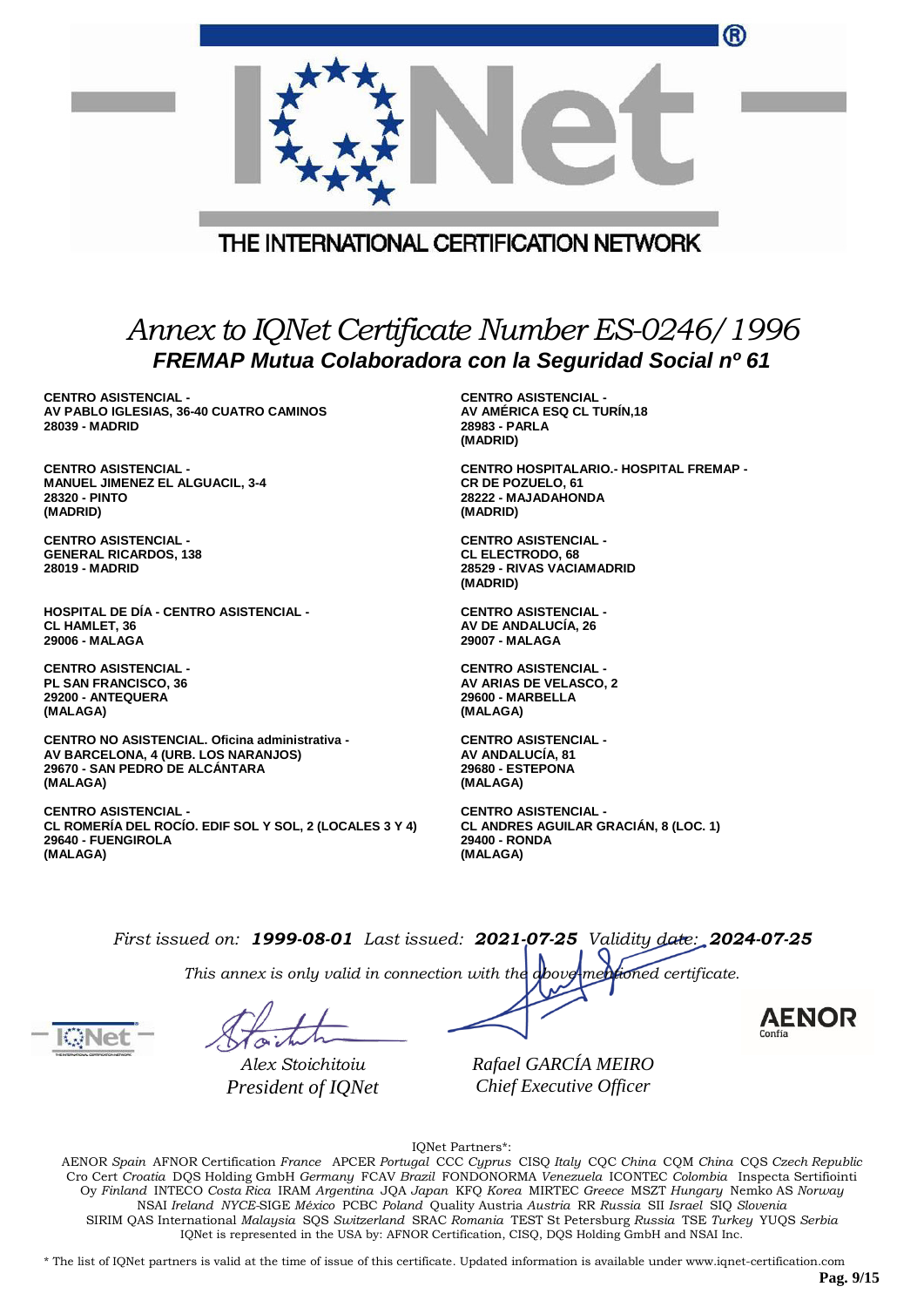THE INTERNATIONAL CERTIFICATION NETWORK

# *Annex to IQNet Certificate Number ES-0246/1996*

## *FREMAP Mutua Colaboradora con la Seguridad Social nº 61*

**CENTRO ASISTENCIAL -**
**AV PABLO IGLESIAS, 36-40 CUATRO CAMINOS**
**28039 - MADRID**

**CENTRO ASISTENCIAL -**
**MANUEL JIMENEZ EL ALGUACIL, 3-4**
**28320 - PINTO**
**(MADRID)**

**CENTRO ASISTENCIAL -**
**GENERAL RICARDOS, 138**
**28019 - MADRID**

**HOSPITAL DE DÍA - CENTRO ASISTENCIAL -**
**CL HAMLET, 36**
**29006 - MALAGA**

**CENTRO ASISTENCIAL -**
**PL SAN FRANCISCO, 36**
**29200 - ANTEQUERA**
**(MALAGA)**

**CENTRO NO ASISTENCIAL. Oficina administrativa -**
**AV BARCELONA, 4 (URB. LOS NARANJOS)**
**29670 - SAN PEDRO DE ALCÁNTARA**
**(MALAGA)**

**CENTRO ASISTENCIAL -**
**CL ROMERÍA DEL ROCÍO. EDIF SOL Y SOL, 2 (LOCALES 3 Y 4)**
**29640 - FUENGIROLA**
**(MALAGA)**

**CENTRO ASISTENCIAL -**
**AV AMÉRICA ESQ CL TURÍN,18**
**28983 - PARLA**
**(MADRID)**

**CENTRO HOSPITALARIO.- HOSPITAL FREMAP -**
**CR DE POZUELO, 61**
**28222 - MAJADAHONDA**
**(MADRID)**

**CENTRO ASISTENCIAL -**
**CL ELECTRODO, 68**
**28529 - RIVAS VACIAMADRID**
**(MADRID)**

**CENTRO ASISTENCIAL -**
**AV DE ANDALUCÍA, 26**
**29007 - MALAGA**

**CENTRO ASISTENCIAL -**
**AV ARIAS DE VELASCO, 2**
**29600 - MARBELLA**
**(MALAGA)**

**CENTRO ASISTENCIAL -**
**AV ANDALUCÍA, 81**
**29680 - ESTEPONA**
**(MALAGA)**

**CENTRO ASISTENCIAL -**
**CL ANDRES AGUILAR GRACIÁN, 8 (LOC. 1)**
**29400 - RONDA**
**(MALAGA)**

*First issued on:* ***1999-08-01*** *Last issued:* ***2021-07-25*** *Validity date:* ***2024-07-25***

*This annex is only valid in connection with the above-mentioned certificate.*

*Alex Stoichitoiu*
*President of IQNet*

*Rafael GARCÍA MEIRO*
*Chief Executive Officer*

AENOR Confía

IQNet Partners*:

AENOR *Spain* AFNOR Certification *France* APCER *Portugal* CCC *Cyprus* CISQ *Italy* CQC *China* CQM *China* CQS *Czech Republic* Cro Cert *Croatia* DQS Holding GmbH *Germany* FCAV *Brazil* FONDONORMA *Venezuela* ICONTEC *Colombia* Inspecta Sertifiointi Oy *Finland* INTECO *Costa Rica* IRAM *Argentina* JQA *Japan* KFQ *Korea* MIRTEC *Greece* MSZT *Hungary* Nemko AS *Norway* NSAI *Ireland* *NYCE*-SIGE *México* PCBC *Poland* Quality Austria *Austria* RR *Russia* SII *Israel* SIQ *Slovenia* SIRIM QAS International *Malaysia* SQS *Switzerland* SRAC *Romania* TEST St Petersburg *Russia* TSE *Turkey* YUQS *Serbia*
IQNet is represented in the USA by: AFNOR Certification, CISQ, DQS Holding GmbH and NSAI Inc.

* The list of IQNet partners is valid at the time of issue of this certificate. Updated information is available under www.iqnet-certification.com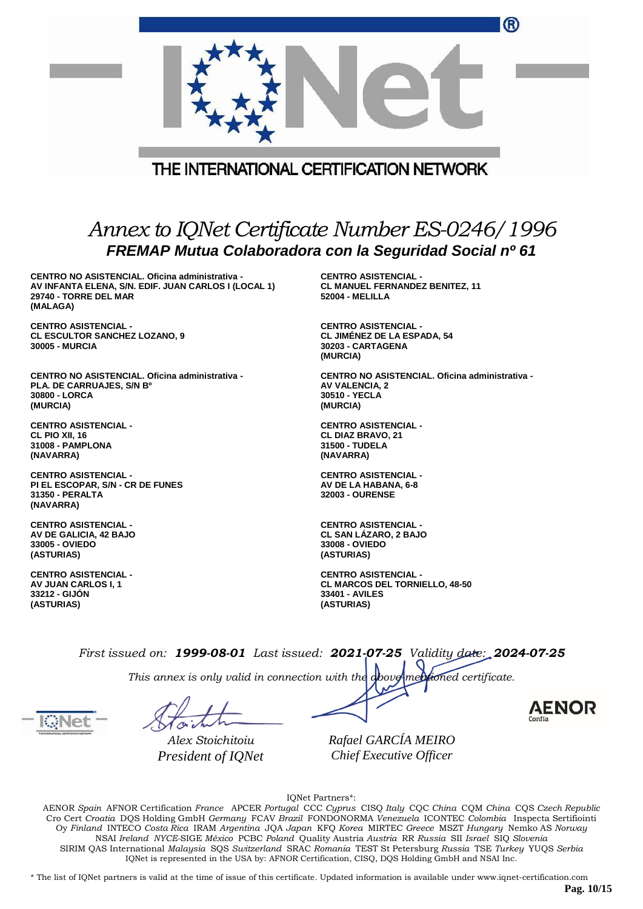THE INTERNATIONAL CERTIFICATION NETWORK

# *Annex to IQNet Certificate Number ES-0246/1996*

## *FREMAP Mutua Colaboradora con la Seguridad Social nº 61*

**CENTRO NO ASISTENCIAL. Oficina administrativa -**
**AV INFANTA ELENA, S/N. EDIF. JUAN CARLOS I (LOCAL 1)**
**29740 - TORRE DEL MAR**
**(MALAGA)**

**CENTRO ASISTENCIAL -**
**CL MANUEL FERNANDEZ BENITEZ, 11**
**52004 - MELILLA**

**CENTRO ASISTENCIAL -**
**CL ESCULTOR SANCHEZ LOZANO, 9**
**30005 - MURCIA**

**CENTRO ASISTENCIAL -**
**CL JIMÉNEZ DE LA ESPADA, 54**
**30203 - CARTAGENA**
**(MURCIA)**

**CENTRO NO ASISTENCIAL. Oficina administrativa -**
**PLA. DE CARRUAJES, S/N Bº**
**30800 - LORCA**
**(MURCIA)**

**CENTRO NO ASISTENCIAL. Oficina administrativa -**
**AV VALENCIA, 2**
**30510 - YECLA**
**(MURCIA)**

**CENTRO ASISTENCIAL -**
**CL PIO XII, 16**
**31008 - PAMPLONA**
**(NAVARRA)**

**CENTRO ASISTENCIAL -**
**CL DIAZ BRAVO, 21**
**31500 - TUDELA**
**(NAVARRA)**

**CENTRO ASISTENCIAL -**
**PI EL ESCOPAR, S/N - CR DE FUNES**
**31350 - PERALTA**
**(NAVARRA)**

**CENTRO ASISTENCIAL -**
**AV DE LA HABANA, 6-8**
**32003 - OURENSE**

**CENTRO ASISTENCIAL -**
**AV DE GALICIA, 42 BAJO**
**33005 - OVIEDO**
**(ASTURIAS)**

**CENTRO ASISTENCIAL -**
**CL SAN LÁZARO, 2 BAJO**
**33008 - OVIEDO**
**(ASTURIAS)**

**CENTRO ASISTENCIAL -**
**AV JUAN CARLOS I, 1**
**33212 - GIJÓN**
**(ASTURIAS)**

**CENTRO ASISTENCIAL -**
**CL MARCOS DEL TORNIELLO, 48-50**
**33401 - AVILES**
**(ASTURIAS)**

*First issued on:* ***1999-08-01*** *Last issued:* ***2021-07-25*** *Validity date:* ***2024-07-25***

*This annex is only valid in connection with the above-mentioned certificate.*

*Alex Stoichitoiu*
*President of IQNet*

*Rafael GARCÍA MEIRO*
*Chief Executive Officer*

IQNet Partners*:

AENOR *Spain* AFNOR Certification *France* APCER *Portugal* CCC *Cyprus* CISQ *Italy* CQC *China* CQM *China* CQS *Czech Republic* Cro Cert *Croatia* DQS Holding GmbH *Germany* FCAV *Brazil* FONDONORMA *Venezuela* ICONTEC *Colombia* Inspecta Sertifiointi Oy *Finland* INTECO *Costa Rica* IRAM *Argentina* JQA *Japan* KFQ *Korea* MIRTEC *Greece* MSZT *Hungary* Nemko AS *Norway* NSAI *Ireland* *NYCE*-SIGE *México* PCBC *Poland* Quality Austria *Austria* RR *Russia* SII *Israel* SIQ *Slovenia* SIRIM QAS International *Malaysia* SQS *Switzerland* SRAC *Romania* TEST St Petersburg *Russia* TSE *Turkey* YUQS *Serbia*
IQNet is represented in the USA by: AFNOR Certification, CISQ, DQS Holding GmbH and NSAI Inc.

\* The list of IQNet partners is valid at the time of issue of this certificate. Updated information is available under www.iqnet-certification.com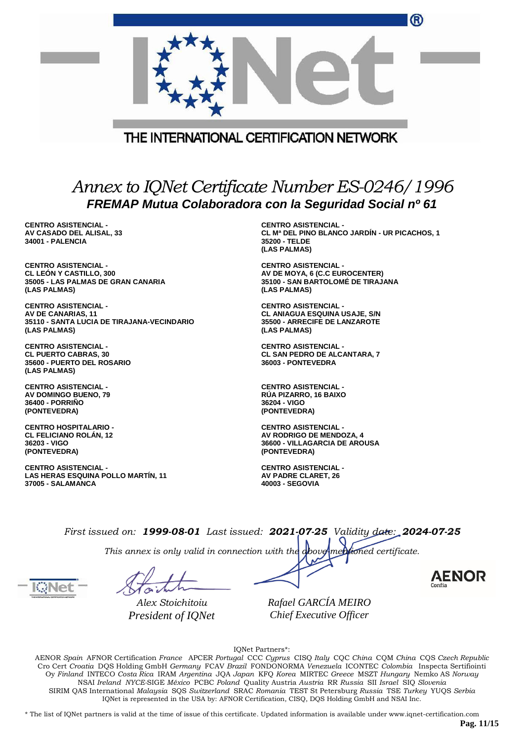THE INTERNATIONAL CERTIFICATION NETWORK

# *Annex to IQNet Certificate Number ES-0246/1996*

## *FREMAP Mutua Colaboradora con la Seguridad Social nº 61*

**CENTRO ASISTENCIAL -**
**AV CASADO DEL ALISAL, 33**
**34001 - PALENCIA**

**CENTRO ASISTENCIAL -**
**CL LEÓN Y CASTILLO, 300**
**35005 - LAS PALMAS DE GRAN CANARIA**
**(LAS PALMAS)**

**CENTRO ASISTENCIAL -**
**AV DE CANARIAS, 11**
**35110 - SANTA LUCIA DE TIRAJANA-VECINDARIO**
**(LAS PALMAS)**

**CENTRO ASISTENCIAL -**
**CL PUERTO CABRAS, 30**
**35600 - PUERTO DEL ROSARIO**
**(LAS PALMAS)**

**CENTRO ASISTENCIAL -**
**AV DOMINGO BUENO, 79**
**36400 - PORRIÑO**
**(PONTEVEDRA)**

**CENTRO HOSPITALARIO -**
**CL FELICIANO ROLÁN, 12**
**36203 - VIGO**
**(PONTEVEDRA)**

**CENTRO ASISTENCIAL -**
**LAS HERAS ESQUINA POLLO MARTÍN, 11**
**37005 - SALAMANCA**

**CENTRO ASISTENCIAL -**
**CL Mª DEL PINO BLANCO JARDÍN - UR PICACHOS, 1**
**35200 - TELDE**
**(LAS PALMAS)**

**CENTRO ASISTENCIAL -**
**AV DE MOYA, 6 (C.C EUROCENTER)**
**35100 - SAN BARTOLOMÉ DE TIRAJANA**
**(LAS PALMAS)**

**CENTRO ASISTENCIAL -**
**CL ANIAGUA ESQUINA USAJE, S/N**
**35500 - ARRECIFE DE LANZAROTE**
**(LAS PALMAS)**

**CENTRO ASISTENCIAL -**
**CL SAN PEDRO DE ALCANTARA, 7**
**36003 - PONTEVEDRA**

**CENTRO ASISTENCIAL -**
**RÚA PIZARRO, 16 BAIXO**
**36204 - VIGO**
**(PONTEVEDRA)**

**CENTRO ASISTENCIAL -**
**AV RODRIGO DE MENDOZA, 4**
**36600 - VILLAGARCIA DE AROUSA**
**(PONTEVEDRA)**

**CENTRO ASISTENCIAL -**
**AV PADRE CLARET, 26**
**40003 - SEGOVIA**

*First issued on:* ***1999-08-01*** *Last issued:* ***2021-07-25*** *Validity date:* ***2024-07-25***

*This annex is only valid in connection with the above-mentioned certificate.*

*Alex Stoichitoiu*
*President of IQNet*

*Rafael GARCÍA MEIRO*
*Chief Executive Officer*

AENOR Confía

IQNet Partners*:

AENOR *Spain* AFNOR Certification *France* APCER *Portugal* CCC *Cyprus* CISQ *Italy* CQC *China* CQM *China* CQS *Czech Republic* Cro Cert *Croatia* DQS Holding GmbH *Germany* FCAV *Brazil* FONDONORMA *Venezuela* ICONTEC *Colombia* Inspecta Sertifiointi Oy *Finland* INTECO *Costa Rica* IRAM *Argentina* JQA *Japan* KFQ *Korea* MIRTEC *Greece* MSZT *Hungary* Nemko AS *Norway* NSAI *Ireland* *NYCE*-SIGE *México* PCBC *Poland* Quality Austria *Austria* RR *Russia* SII *Israel* SIQ *Slovenia* SIRIM QAS International *Malaysia* SQS *Switzerland* SRAC *Romania* TEST St Petersburg *Russia* TSE *Turkey* YUQS *Serbia*
IQNet is represented in the USA by: AFNOR Certification, CISQ, DQS Holding GmbH and NSAI Inc.

\* The list of IQNet partners is valid at the time of issue of this certificate. Updated information is available under www.iqnet-certification.com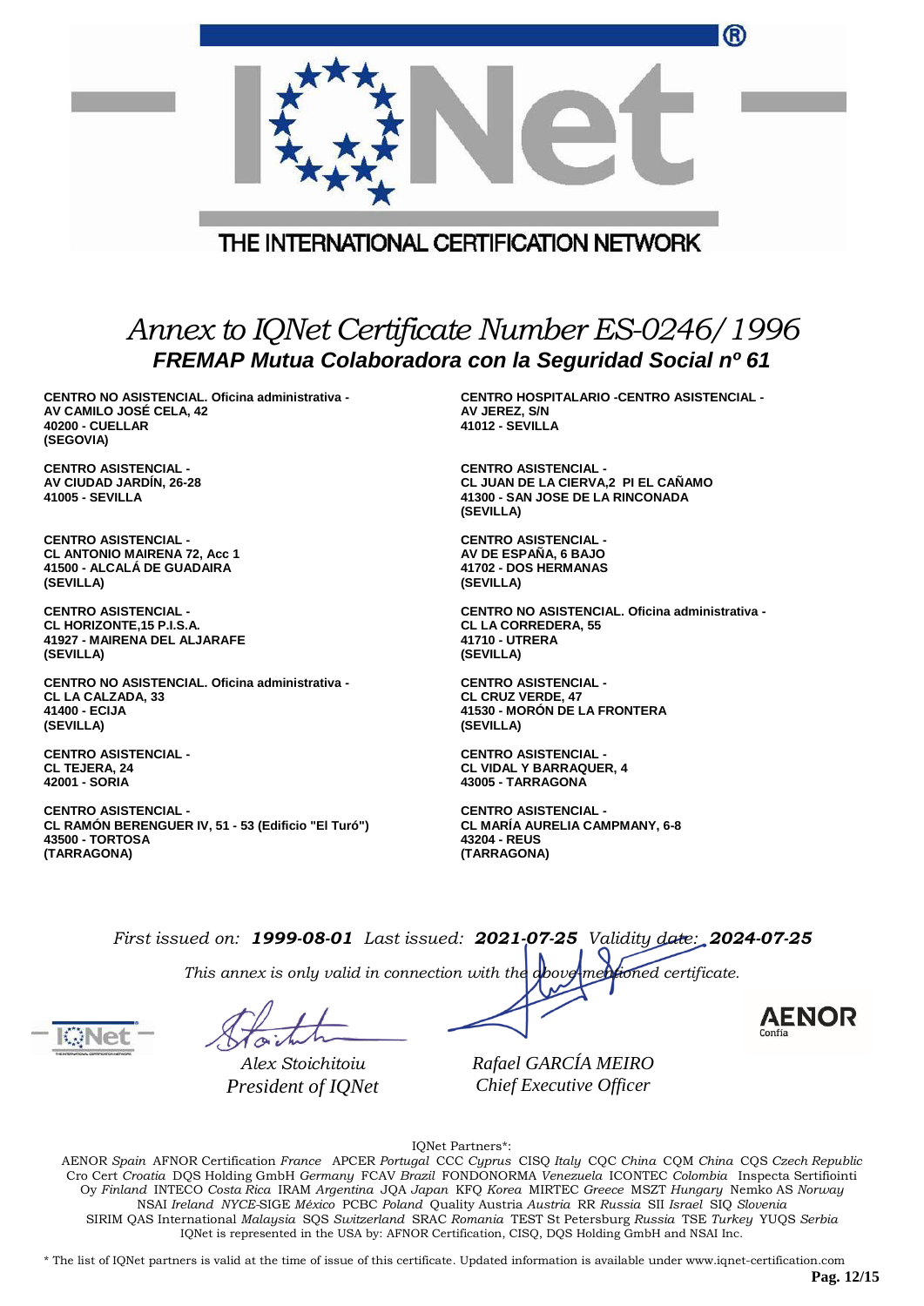THE INTERNATIONAL CERTIFICATION NETWORK

# *Annex to IQNet Certificate Number ES-0246/1996*

## *FREMAP Mutua Colaboradora con la Seguridad Social nº 61*

**CENTRO NO ASISTENCIAL. Oficina administrativa -**
**AV CAMILO JOSÉ CELA, 42**
**40200 - CUELLAR**
**(SEGOVIA)**

**CENTRO ASISTENCIAL -**
**AV CIUDAD JARDÍN, 26-28**
**41005 - SEVILLA**

**CENTRO ASISTENCIAL -**
**CL ANTONIO MAIRENA 72, Acc 1**
**41500 - ALCALÁ DE GUADAIRA**
**(SEVILLA)**

**CENTRO ASISTENCIAL -**
**CL HORIZONTE,15 P.I.S.A.**
**41927 - MAIRENA DEL ALJARAFE**
**(SEVILLA)**

**CENTRO NO ASISTENCIAL. Oficina administrativa -**
**CL LA CALZADA, 33**
**41400 - ECIJA**
**(SEVILLA)**

**CENTRO ASISTENCIAL -**
**CL TEJERA, 24**
**42001 - SORIA**

**CENTRO ASISTENCIAL -**
**CL RAMÓN BERENGUER IV, 51 - 53 (Edificio "El Turó")**
**43500 - TORTOSA**
**(TARRAGONA)**

**CENTRO HOSPITALARIO -CENTRO ASISTENCIAL -**
**AV JEREZ, S/N**
**41012 - SEVILLA**

**CENTRO ASISTENCIAL -**
**CL JUAN DE LA CIERVA,2 PI EL CAÑAMO**
**41300 - SAN JOSE DE LA RINCONADA**
**(SEVILLA)**

**CENTRO ASISTENCIAL -**
**AV DE ESPAÑA, 6 BAJO**
**41702 - DOS HERMANAS**
**(SEVILLA)**

**CENTRO NO ASISTENCIAL. Oficina administrativa -**
**CL LA CORREDERA, 55**
**41710 - UTRERA**
**(SEVILLA)**

**CENTRO ASISTENCIAL -**
**CL CRUZ VERDE, 47**
**41530 - MORÓN DE LA FRONTERA**
**(SEVILLA)**

**CENTRO ASISTENCIAL -**
**CL VIDAL Y BARRAQUER, 4**
**43005 - TARRAGONA**

**CENTRO ASISTENCIAL -**
**CL MARÍA AURELIA CAMPMANY, 6-8**
**43204 - REUS**
**(TARRAGONA)**

*First issued on:* ***1999-08-01*** *Last issued:* ***2021-07-25*** *Validity date:* ***2024-07-25***

*This annex is only valid in connection with the above-mentioned certificate.*

*Alex Stoichitoiu*
*President of IQNet*

*Rafael GARCÍA MEIRO*
*Chief Executive Officer*

AENOR Confía

IQNet Partners*:

AENOR *Spain* AFNOR Certification *France* APCER *Portugal* CCC *Cyprus* CISQ *Italy* CQC *China* CQM *China* CQS *Czech Republic* Cro Cert *Croatia* DQS Holding GmbH *Germany* FCAV *Brazil* FONDONORMA *Venezuela* ICONTEC *Colombia* Inspecta Sertifiointi Oy *Finland* INTECO *Costa Rica* IRAM *Argentina* JQA *Japan* KFQ *Korea* MIRTEC *Greece* MSZT *Hungary* Nemko AS *Norway* NSAI *Ireland* *NYCE*-SIGE *México* PCBC *Poland* Quality Austria *Austria* RR *Russia* SII *Israel* SIQ *Slovenia* SIRIM QAS International *Malaysia* SQS *Switzerland* SRAC *Romania* TEST St Petersburg *Russia* TSE *Turkey* YUQS *Serbia*
IQNet is represented in the USA by: AFNOR Certification, CISQ, DQS Holding GmbH and NSAI Inc.

\* The list of IQNet partners is valid at the time of issue of this certificate. Updated information is available under www.iqnet-certification.com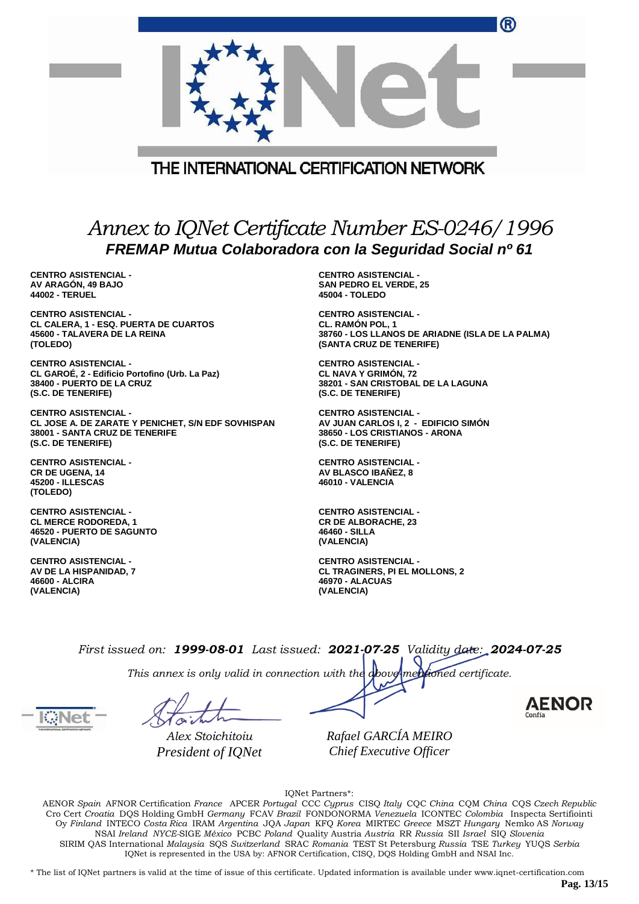THE INTERNATIONAL CERTIFICATION NETWORK

# *Annex to IQNet Certificate Number ES-0246/1996*

## *FREMAP Mutua Colaboradora con la Seguridad Social nº 61*

**CENTRO ASISTENCIAL -**
**AV ARAGÓN, 49 BAJO**
**44002 - TERUEL**

**CENTRO ASISTENCIAL -**
**SAN PEDRO EL VERDE, 25**
**45004 - TOLEDO**

**CENTRO ASISTENCIAL -**
**CL CALERA, 1 - ESQ. PUERTA DE CUARTOS**
**45600 - TALAVERA DE LA REINA**
**(TOLEDO)**

**CENTRO ASISTENCIAL -**
**CL. RAMÓN POL, 1**
**38760 - LOS LLANOS DE ARIADNE (ISLA DE LA PALMA)**
**(SANTA CRUZ DE TENERIFE)**

**CENTRO ASISTENCIAL -**
**CL GAROÉ, 2 - Edificio Portofino (Urb. La Paz)**
**38400 - PUERTO DE LA CRUZ**
**(S.C. DE TENERIFE)**

**CENTRO ASISTENCIAL -**
**CL NAVA Y GRIMÓN, 72**
**38201 - SAN CRISTOBAL DE LA LAGUNA**
**(S.C. DE TENERIFE)**

**CENTRO ASISTENCIAL -**
**CL JOSE A. DE ZARATE Y PENICHET, S/N EDF SOVHISPAN**
**38001 - SANTA CRUZ DE TENERIFE**
**(S.C. DE TENERIFE)**

**CENTRO ASISTENCIAL -**
**AV JUAN CARLOS I, 2 - EDIFICIO SIMÓN**
**38650 - LOS CRISTIANOS - ARONA**
**(S.C. DE TENERIFE)**

**CENTRO ASISTENCIAL -**
**CR DE UGENA, 14**
**45200 - ILLESCAS**
**(TOLEDO)**

**CENTRO ASISTENCIAL -**
**AV BLASCO IBAÑEZ, 8**
**46010 - VALENCIA**

**CENTRO ASISTENCIAL -**
**CL MERCE RODOREDA, 1**
**46520 - PUERTO DE SAGUNTO**
**(VALENCIA)**

**CENTRO ASISTENCIAL -**
**CR DE ALBORACHE, 23**
**46460 - SILLA**
**(VALENCIA)**

**CENTRO ASISTENCIAL -**
**AV DE LA HISPANIDAD, 7**
**46600 - ALCIRA**
**(VALENCIA)**

**CENTRO ASISTENCIAL -**
**CL TRAGINERS, PI EL MOLLONS, 2**
**46970 - ALACUAS**
**(VALENCIA)**

*First issued on:* ***1999-08-01*** *Last issued:* ***2021-07-25*** *Validity date:* ***2024-07-25***

*This annex is only valid in connection with the above-mentioned certificate.*

*Alex Stoichitoiu*
*President of IQNet*

*Rafael GARCÍA MEIRO*
*Chief Executive Officer*

AENOR Confía

IQNet Partners*:

AENOR *Spain* AFNOR Certification *France* APCER *Portugal* CCC *Cyprus* CISQ *Italy* CQC *China* CQM *China* CQS *Czech Republic* Cro Cert *Croatia* DQS Holding GmbH *Germany* FCAV *Brazil* FONDONORMA *Venezuela* ICONTEC *Colombia* Inspecta Sertifiointi Oy *Finland* INTECO *Costa Rica* IRAM *Argentina* JQA *Japan* KFQ *Korea* MIRTEC *Greece* MSZT *Hungary* Nemko AS *Norway* NSAI *Ireland* *NYCE*-SIGE *México* PCBC *Poland* Quality Austria *Austria* RR *Russia* SII *Israel* SIQ *Slovenia* SIRIM QAS International *Malaysia* SQS *Switzerland* SRAC *Romania* TEST St Petersburg *Russia* TSE *Turkey* YUQS *Serbia*
IQNet is represented in the USA by: AFNOR Certification, CISQ, DQS Holding GmbH and NSAI Inc.

* The list of IQNet partners is valid at the time of issue of this certificate. Updated information is available under www.iqnet-certification.com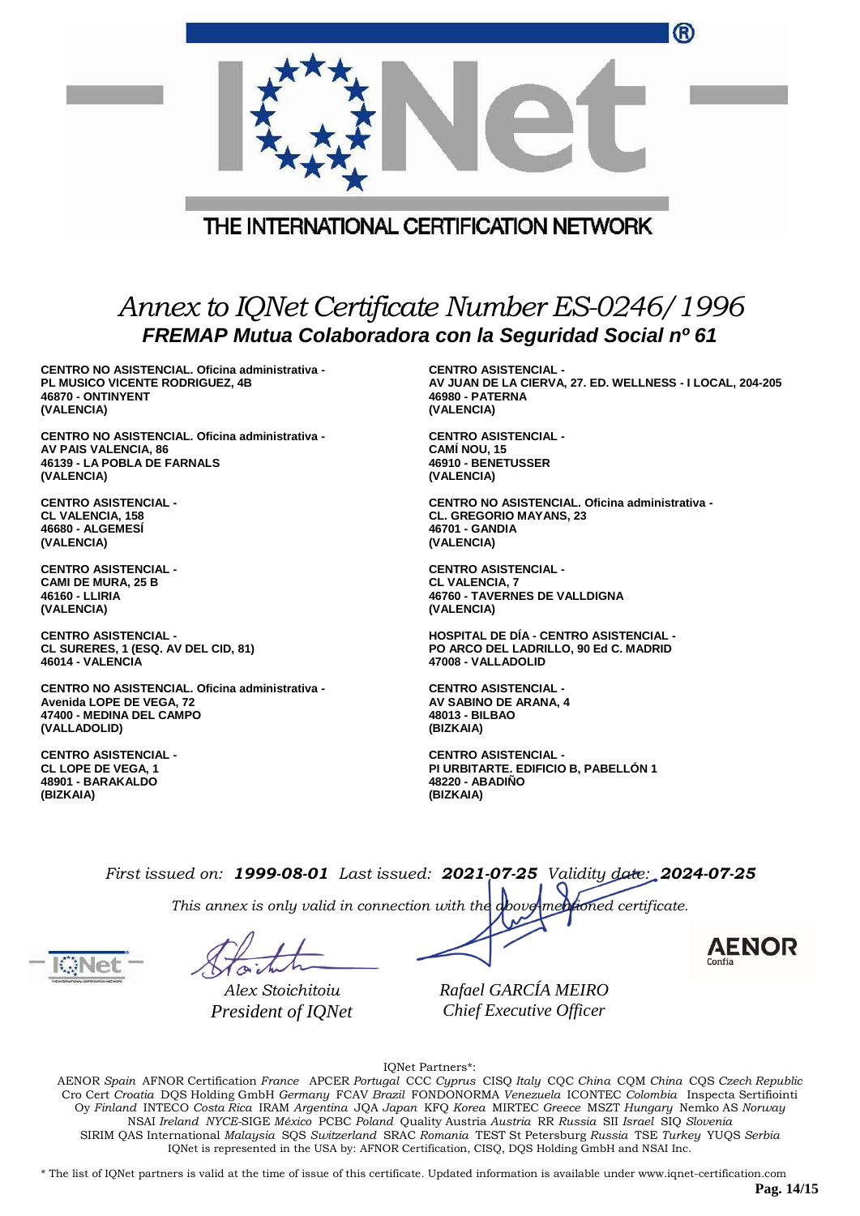THE INTERNATIONAL CERTIFICATION NETWORK

# *Annex to IQNet Certificate Number ES-0246/1996*

## *FREMAP Mutua Colaboradora con la Seguridad Social nº 61*

**CENTRO NO ASISTENCIAL. Oficina administrativa -**
**PL MUSICO VICENTE RODRIGUEZ, 4B**
**46870 - ONTINYENT**
**(VALENCIA)**

**CENTRO NO ASISTENCIAL. Oficina administrativa -**
**AV PAIS VALENCIA, 86**
**46139 - LA POBLA DE FARNALS**
**(VALENCIA)**

**CENTRO ASISTENCIAL -**
**CL VALENCIA, 158**
**46680 - ALGEMESÍ**
**(VALENCIA)**

**CENTRO ASISTENCIAL -**
**CAMI DE MURA, 25 B**
**46160 - LLIRIA**
**(VALENCIA)**

**CENTRO ASISTENCIAL -**
**CL SURERES, 1 (ESQ. AV DEL CID, 81)**
**46014 - VALENCIA**

**CENTRO NO ASISTENCIAL. Oficina administrativa -**
**Avenida LOPE DE VEGA, 72**
**47400 - MEDINA DEL CAMPO**
**(VALLADOLID)**

**CENTRO ASISTENCIAL -**
**CL LOPE DE VEGA, 1**
**48901 - BARAKALDO**
**(BIZKAIA)**

**CENTRO ASISTENCIAL -**
**AV JUAN DE LA CIERVA, 27. ED. WELLNESS - I LOCAL, 204-205**
**46980 - PATERNA**
**(VALENCIA)**

**CENTRO ASISTENCIAL -**
**CAMÍ NOU, 15**
**46910 - BENETUSSER**
**(VALENCIA)**

**CENTRO NO ASISTENCIAL. Oficina administrativa -**
**CL. GREGORIO MAYANS, 23**
**46701 - GANDIA**
**(VALENCIA)**

**CENTRO ASISTENCIAL -**
**CL VALENCIA, 7**
**46760 - TAVERNES DE VALLDIGNA**
**(VALENCIA)**

**HOSPITAL DE DÍA - CENTRO ASISTENCIAL -**
**PO ARCO DEL LADRILLO, 90 Ed C. MADRID**
**47008 - VALLADOLID**

**CENTRO ASISTENCIAL -**
**AV SABINO DE ARANA, 4**
**48013 - BILBAO**
**(BIZKAIA)**

**CENTRO ASISTENCIAL -**
**PI URBITARTE. EDIFICIO B, PABELLÓN 1**
**48220 - ABADIÑO**
**(BIZKAIA)**

*First issued on:* ***1999-08-01*** *Last issued:* ***2021-07-25*** *Validity date:* ***2024-07-25***

*This annex is only valid in connection with the above-mentioned certificate.*

*Alex Stoichitoiu*
*President of IQNet*

*Rafael GARCÍA MEIRO*
*Chief Executive Officer*

IQNet Partners*:

AENOR *Spain* AFNOR Certification *France* APCER *Portugal* CCC *Cyprus* CISQ *Italy* CQC *China* CQM *China* CQS *Czech Republic* Cro Cert *Croatia* DQS Holding GmbH *Germany* FCAV *Brazil* FONDONORMA *Venezuela* ICONTEC *Colombia* Inspecta Sertifiointi Oy *Finland* INTECO *Costa Rica* IRAM *Argentina* JQA *Japan* KFQ *Korea* MIRTEC *Greece* MSZT *Hungary* Nemko AS *Norway* NSAI *Ireland* *NYCE*-SIGE *México* PCBC *Poland* Quality Austria *Austria* RR *Russia* SII *Israel* SIQ *Slovenia* SIRIM QAS International *Malaysia* SQS *Switzerland* SRAC *Romania* TEST St Petersburg *Russia* TSE *Turkey* YUQS *Serbia*
IQNet is represented in the USA by: AFNOR Certification, CISQ, DQS Holding GmbH and NSAI Inc.

\* The list of IQNet partners is valid at the time of issue of this certificate. Updated information is available under www.iqnet-certification.com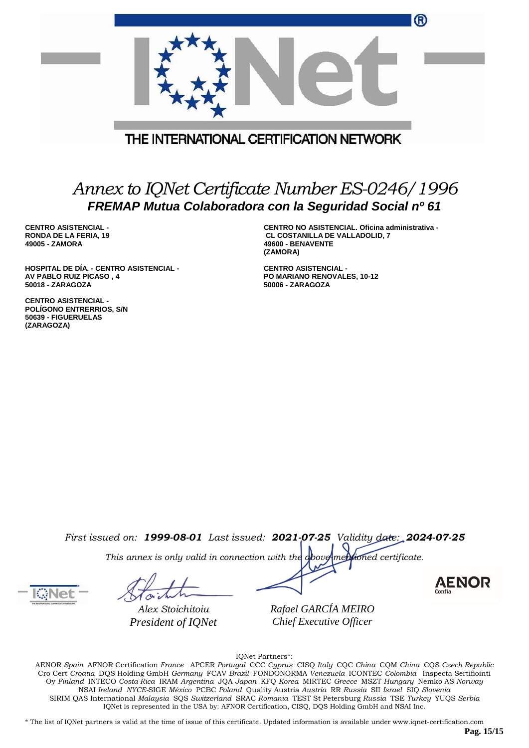THE INTERNATIONAL CERTIFICATION NETWORK

# *Annex to IQNet Certificate Number ES-0246/1996*

## ***FREMAP Mutua Colaboradora con la Seguridad Social nº 61***

**CENTRO ASISTENCIAL -**
**RONDA DE LA FERIA, 19**
**49005 - ZAMORA**

**HOSPITAL DE DÍA. - CENTRO ASISTENCIAL -**
**AV PABLO RUIZ PICASO , 4**
**50018 - ZARAGOZA**

**CENTRO ASISTENCIAL -**
**POLÍGONO ENTRERRIOS, S/N**
**50639 - FIGUERUELAS**
**(ZARAGOZA)**

**CENTRO NO ASISTENCIAL. Oficina administrativa -**
**CL COSTANILLA DE VALLADOLID, 7**
**49600 - BENAVENTE**
**(ZAMORA)**

**CENTRO ASISTENCIAL -**
**PO MARIANO RENOVALES, 10-12**
**50006 - ZARAGOZA**

*First issued on:* ***1999-08-01*** *Last issued:* ***2021-07-25*** *Validity date:* ***2024-07-25***

*This annex is only valid in connection with the above-mentioned certificate.*

*Alex Stoichitoiu*
*President of IQNet*

*Rafael GARCÍA MEIRO*
*Chief Executive Officer*

AENOR Confía

IQNet Partners*:

AENOR *Spain* AFNOR Certification *France* APCER *Portugal* CCC *Cyprus* CISQ *Italy* CQC *China* CQM *China* CQS *Czech Republic* Cro Cert *Croatia* DQS Holding GmbH *Germany* FCAV *Brazil* FONDONORMA *Venezuela* ICONTEC *Colombia* Inspecta Sertifiointi Oy *Finland* INTECO *Costa Rica* IRAM *Argentina* JQA *Japan* KFQ *Korea* MIRTEC *Greece* MSZT *Hungary* Nemko AS *Norway* NSAI *Ireland* *NYCE*-SIGE *México* PCBC *Poland* Quality Austria *Austria* RR *Russia* SII *Israel* SIQ *Slovenia* SIRIM QAS International *Malaysia* SQS *Switzerland* SRAC *Romania* TEST St Petersburg *Russia* TSE *Turkey* YUQS *Serbia*
IQNet is represented in the USA by: AFNOR Certification, CISQ, DQS Holding GmbH and NSAI Inc.

* The list of IQNet partners is valid at the time of issue of this certificate. Updated information is available under www.iqnet-certification.com